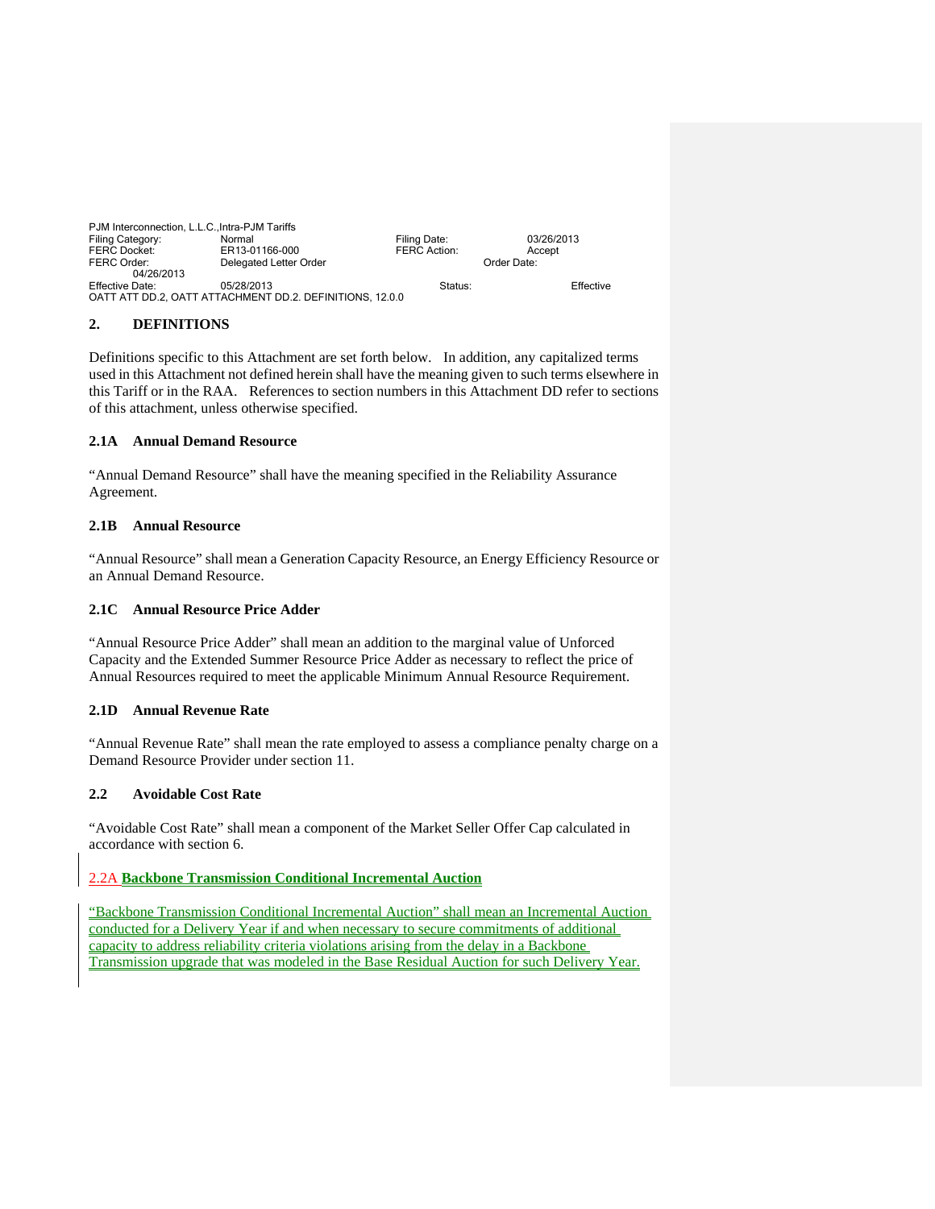PJM Interconnection, L.L.C.,Intra-PJM Tariffs
Filing Category: Normal Filing Date: 03/26/2013
FERC Docket: ER13-01166-000 FERC Action: Accept
FERC Order: Delegated Letter Order Order Date: 04/26/2013
Effective Date: 05/28/2013 Status: Effective
OATT ATT DD.2, OATT ATTACHMENT DD.2. DEFINITIONS, 12.0.0

## 2. DEFINITIONS

Definitions specific to this Attachment are set forth below. In addition, any capitalized terms used in this Attachment not defined herein shall have the meaning given to such terms elsewhere in this Tariff or in the RAA. References to section numbers in this Attachment DD refer to sections of this attachment, unless otherwise specified.

### 2.1A Annual Demand Resource

"Annual Demand Resource" shall have the meaning specified in the Reliability Assurance Agreement.

### 2.1B Annual Resource

"Annual Resource" shall mean a Generation Capacity Resource, an Energy Efficiency Resource or an Annual Demand Resource.

### 2.1C Annual Resource Price Adder

"Annual Resource Price Adder" shall mean an addition to the marginal value of Unforced Capacity and the Extended Summer Resource Price Adder as necessary to reflect the price of Annual Resources required to meet the applicable Minimum Annual Resource Requirement.

### 2.1D Annual Revenue Rate

"Annual Revenue Rate" shall mean the rate employed to assess a compliance penalty charge on a Demand Resource Provider under section 11.

### 2.2 Avoidable Cost Rate

"Avoidable Cost Rate" shall mean a component of the Market Seller Offer Cap calculated in accordance with section 6.

### 2.2A Backbone Transmission Conditional Incremental Auction

"Backbone Transmission Conditional Incremental Auction" shall mean an Incremental Auction conducted for a Delivery Year if and when necessary to secure commitments of additional capacity to address reliability criteria violations arising from the delay in a Backbone Transmission upgrade that was modeled in the Base Residual Auction for such Delivery Year.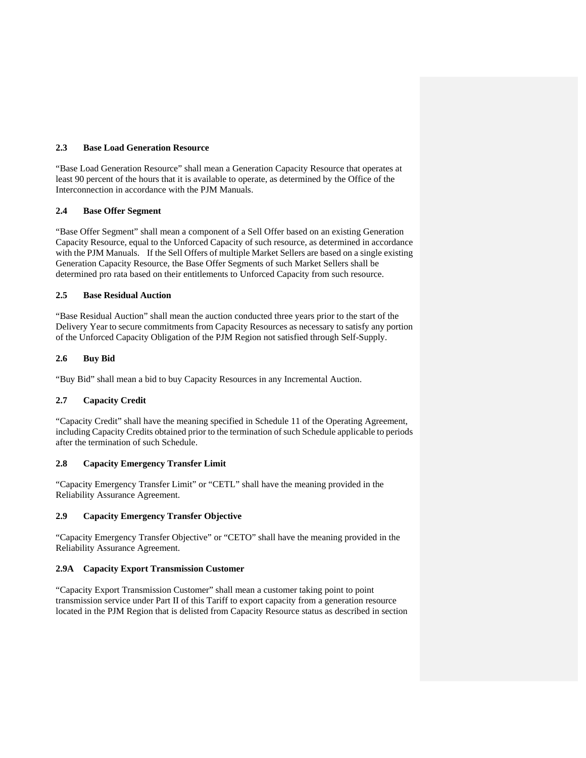### 2.3 Base Load Generation Resource

"Base Load Generation Resource" shall mean a Generation Capacity Resource that operates at least 90 percent of the hours that it is available to operate, as determined by the Office of the Interconnection in accordance with the PJM Manuals.

### 2.4 Base Offer Segment

"Base Offer Segment" shall mean a component of a Sell Offer based on an existing Generation Capacity Resource, equal to the Unforced Capacity of such resource, as determined in accordance with the PJM Manuals. If the Sell Offers of multiple Market Sellers are based on a single existing Generation Capacity Resource, the Base Offer Segments of such Market Sellers shall be determined pro rata based on their entitlements to Unforced Capacity from such resource.

### 2.5 Base Residual Auction

"Base Residual Auction" shall mean the auction conducted three years prior to the start of the Delivery Year to secure commitments from Capacity Resources as necessary to satisfy any portion of the Unforced Capacity Obligation of the PJM Region not satisfied through Self-Supply.

### 2.6 Buy Bid

"Buy Bid" shall mean a bid to buy Capacity Resources in any Incremental Auction.

### 2.7 Capacity Credit

"Capacity Credit" shall have the meaning specified in Schedule 11 of the Operating Agreement, including Capacity Credits obtained prior to the termination of such Schedule applicable to periods after the termination of such Schedule.

### 2.8 Capacity Emergency Transfer Limit

"Capacity Emergency Transfer Limit" or "CETL" shall have the meaning provided in the Reliability Assurance Agreement.

### 2.9 Capacity Emergency Transfer Objective

"Capacity Emergency Transfer Objective" or "CETO" shall have the meaning provided in the Reliability Assurance Agreement.

### 2.9A Capacity Export Transmission Customer

"Capacity Export Transmission Customer" shall mean a customer taking point to point transmission service under Part II of this Tariff to export capacity from a generation resource located in the PJM Region that is delisted from Capacity Resource status as described in section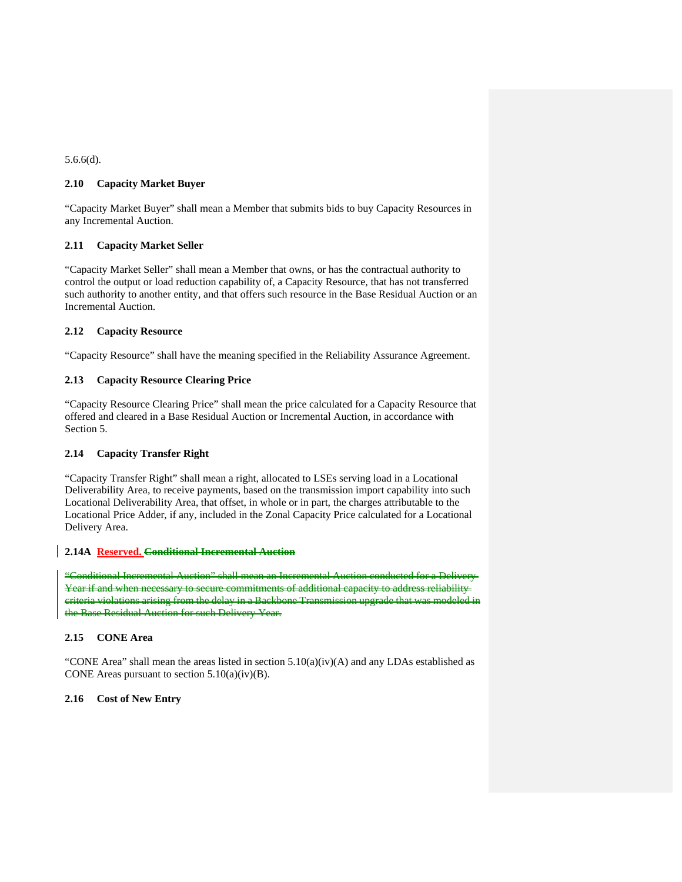5.6.6(d).

**2.10 Capacity Market Buyer**

"Capacity Market Buyer" shall mean a Member that submits bids to buy Capacity Resources in any Incremental Auction.

**2.11 Capacity Market Seller**

"Capacity Market Seller" shall mean a Member that owns, or has the contractual authority to control the output or load reduction capability of, a Capacity Resource, that has not transferred such authority to another entity, and that offers such resource in the Base Residual Auction or an Incremental Auction.

**2.12 Capacity Resource**

"Capacity Resource" shall have the meaning specified in the Reliability Assurance Agreement.

**2.13 Capacity Resource Clearing Price**

"Capacity Resource Clearing Price" shall mean the price calculated for a Capacity Resource that offered and cleared in a Base Residual Auction or Incremental Auction, in accordance with Section 5.

**2.14 Capacity Transfer Right**

"Capacity Transfer Right" shall mean a right, allocated to LSEs serving load in a Locational Deliverability Area, to receive payments, based on the transmission import capability into such Locational Deliverability Area, that offset, in whole or in part, the charges attributable to the Locational Price Adder, if any, included in the Zonal Capacity Price calculated for a Locational Delivery Area.

**2.14A Reserved. ~~Conditional Incremental Auction~~**

~~"Conditional Incremental Auction" shall mean an Incremental Auction conducted for a Delivery Year if and when necessary to secure commitments of additional capacity to address reliability criteria violations arising from the delay in a Backbone Transmission upgrade that was modeled in the Base Residual Auction for such Delivery Year.~~

**2.15 CONE Area**

"CONE Area" shall mean the areas listed in section 5.10(a)(iv)(A) and any LDAs established as CONE Areas pursuant to section 5.10(a)(iv)(B).

**2.16 Cost of New Entry**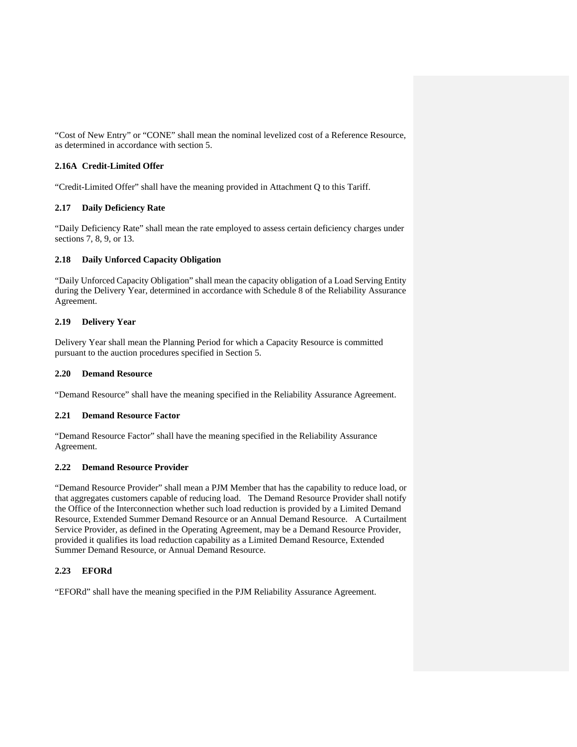"Cost of New Entry" or "CONE" shall mean the nominal levelized cost of a Reference Resource, as determined in accordance with section 5.

### 2.16A Credit-Limited Offer

"Credit-Limited Offer" shall have the meaning provided in Attachment Q to this Tariff.

### 2.17 Daily Deficiency Rate

"Daily Deficiency Rate" shall mean the rate employed to assess certain deficiency charges under sections 7, 8, 9, or 13.

### 2.18 Daily Unforced Capacity Obligation

"Daily Unforced Capacity Obligation" shall mean the capacity obligation of a Load Serving Entity during the Delivery Year, determined in accordance with Schedule 8 of the Reliability Assurance Agreement.

### 2.19 Delivery Year

Delivery Year shall mean the Planning Period for which a Capacity Resource is committed pursuant to the auction procedures specified in Section 5.

### 2.20 Demand Resource

"Demand Resource" shall have the meaning specified in the Reliability Assurance Agreement.

### 2.21 Demand Resource Factor

"Demand Resource Factor" shall have the meaning specified in the Reliability Assurance Agreement.

### 2.22 Demand Resource Provider

"Demand Resource Provider" shall mean a PJM Member that has the capability to reduce load, or that aggregates customers capable of reducing load. The Demand Resource Provider shall notify the Office of the Interconnection whether such load reduction is provided by a Limited Demand Resource, Extended Summer Demand Resource or an Annual Demand Resource. A Curtailment Service Provider, as defined in the Operating Agreement, may be a Demand Resource Provider, provided it qualifies its load reduction capability as a Limited Demand Resource, Extended Summer Demand Resource, or Annual Demand Resource.

### 2.23 EFORd

"EFORd" shall have the meaning specified in the PJM Reliability Assurance Agreement.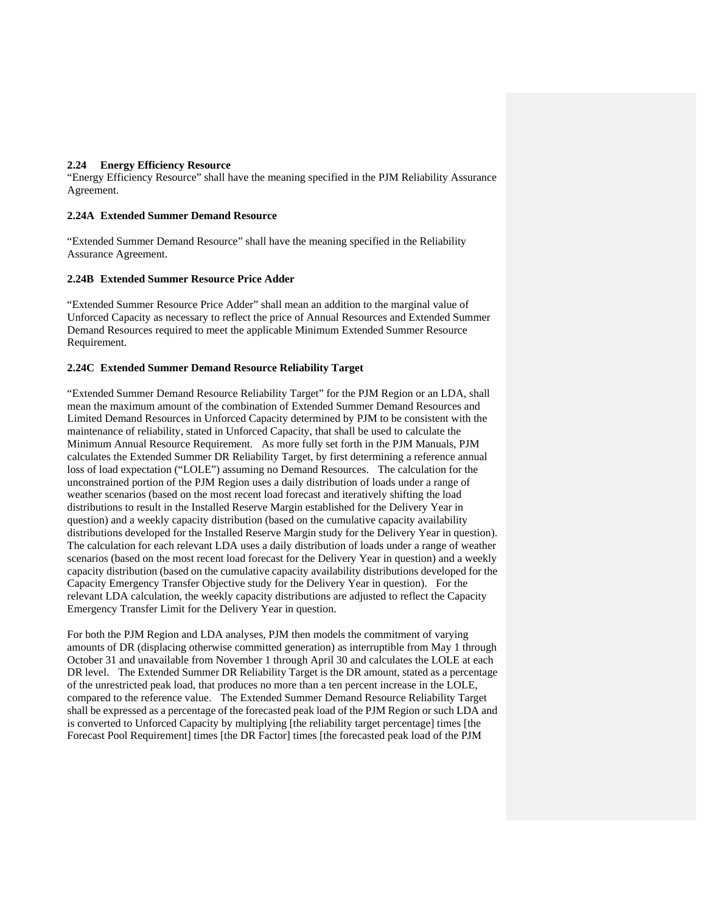### 2.24 Energy Efficiency Resource

"Energy Efficiency Resource" shall have the meaning specified in the PJM Reliability Assurance Agreement.

### 2.24A Extended Summer Demand Resource

"Extended Summer Demand Resource" shall have the meaning specified in the Reliability Assurance Agreement.

### 2.24B Extended Summer Resource Price Adder

"Extended Summer Resource Price Adder" shall mean an addition to the marginal value of Unforced Capacity as necessary to reflect the price of Annual Resources and Extended Summer Demand Resources required to meet the applicable Minimum Extended Summer Resource Requirement.

### 2.24C Extended Summer Demand Resource Reliability Target

"Extended Summer Demand Resource Reliability Target" for the PJM Region or an LDA, shall mean the maximum amount of the combination of Extended Summer Demand Resources and Limited Demand Resources in Unforced Capacity determined by PJM to be consistent with the maintenance of reliability, stated in Unforced Capacity, that shall be used to calculate the Minimum Annual Resource Requirement. As more fully set forth in the PJM Manuals, PJM calculates the Extended Summer DR Reliability Target, by first determining a reference annual loss of load expectation ("LOLE") assuming no Demand Resources. The calculation for the unconstrained portion of the PJM Region uses a daily distribution of loads under a range of weather scenarios (based on the most recent load forecast and iteratively shifting the load distributions to result in the Installed Reserve Margin established for the Delivery Year in question) and a weekly capacity distribution (based on the cumulative capacity availability distributions developed for the Installed Reserve Margin study for the Delivery Year in question). The calculation for each relevant LDA uses a daily distribution of loads under a range of weather scenarios (based on the most recent load forecast for the Delivery Year in question) and a weekly capacity distribution (based on the cumulative capacity availability distributions developed for the Capacity Emergency Transfer Objective study for the Delivery Year in question). For the relevant LDA calculation, the weekly capacity distributions are adjusted to reflect the Capacity Emergency Transfer Limit for the Delivery Year in question.

For both the PJM Region and LDA analyses, PJM then models the commitment of varying amounts of DR (displacing otherwise committed generation) as interruptible from May 1 through October 31 and unavailable from November 1 through April 30 and calculates the LOLE at each DR level. The Extended Summer DR Reliability Target is the DR amount, stated as a percentage of the unrestricted peak load, that produces no more than a ten percent increase in the LOLE, compared to the reference value. The Extended Summer Demand Resource Reliability Target shall be expressed as a percentage of the forecasted peak load of the PJM Region or such LDA and is converted to Unforced Capacity by multiplying [the reliability target percentage] times [the Forecast Pool Requirement] times [the DR Factor] times [the forecasted peak load of the PJM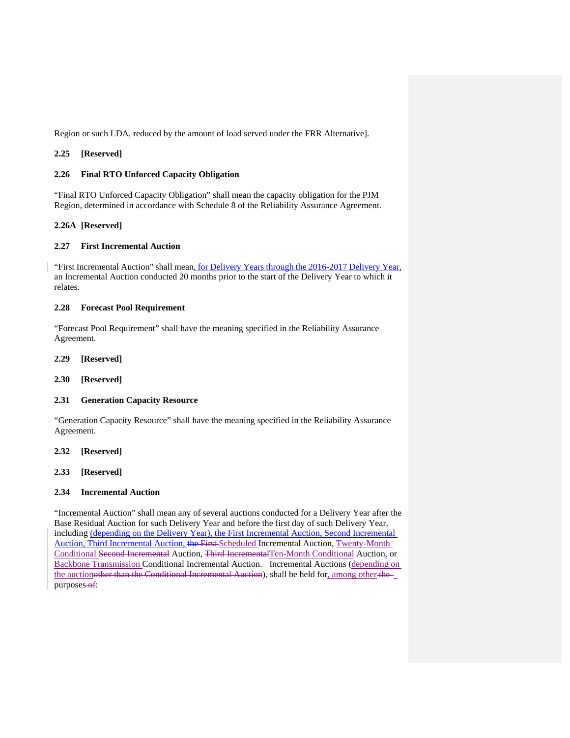Region or such LDA, reduced by the amount of load served under the FRR Alternative].

**2.25 [Reserved]**

**2.26 Final RTO Unforced Capacity Obligation**

"Final RTO Unforced Capacity Obligation" shall mean the capacity obligation for the PJM Region, determined in accordance with Schedule 8 of the Reliability Assurance Agreement.

**2.26A [Reserved]**

**2.27 First Incremental Auction**

"First Incremental Auction" shall mean, for Delivery Years through the 2016-2017 Delivery Year, an Incremental Auction conducted 20 months prior to the start of the Delivery Year to which it relates.

**2.28 Forecast Pool Requirement**

"Forecast Pool Requirement" shall have the meaning specified in the Reliability Assurance Agreement.

**2.29 [Reserved]**

**2.30 [Reserved]**

**2.31 Generation Capacity Resource**

"Generation Capacity Resource" shall have the meaning specified in the Reliability Assurance Agreement.

**2.32 [Reserved]**

**2.33 [Reserved]**

**2.34 Incremental Auction**

"Incremental Auction" shall mean any of several auctions conducted for a Delivery Year after the Base Residual Auction for such Delivery Year and before the first day of such Delivery Year, including (depending on the Delivery Year), the First Incremental Auction, Second Incremental Auction, Third Incremental Auction, ~~the First~~ Scheduled Incremental Auction, Twenty-Month Conditional ~~Second Incremental~~ Auction, ~~Third Incremental~~Ten-Month Conditional Auction, or Backbone Transmission Conditional Incremental Auction. Incremental Auctions (depending on the auction~~other than the Conditional Incremental Auction~~), shall be held for, among other ~~the~~ purposes ~~of~~: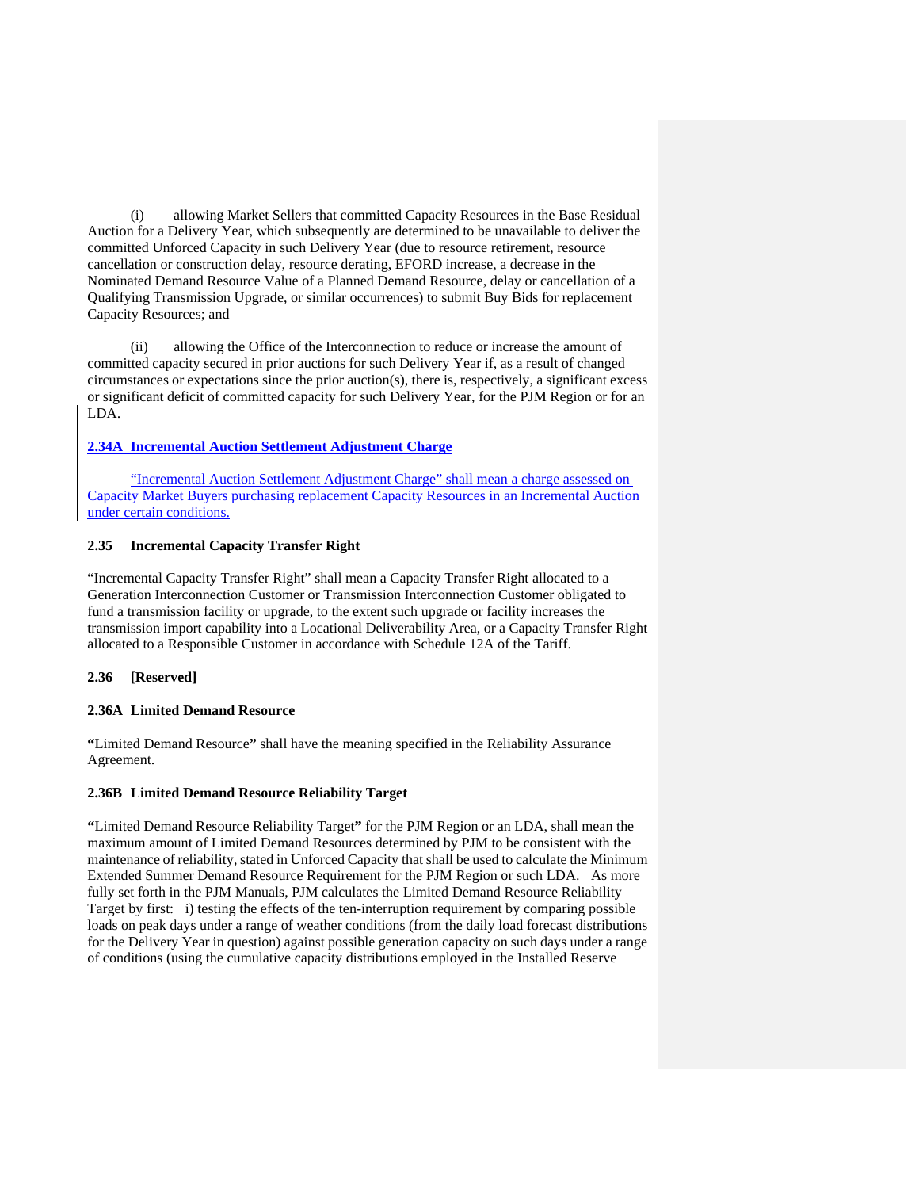(i) allowing Market Sellers that committed Capacity Resources in the Base Residual Auction for a Delivery Year, which subsequently are determined to be unavailable to deliver the committed Unforced Capacity in such Delivery Year (due to resource retirement, resource cancellation or construction delay, resource derating, EFORD increase, a decrease in the Nominated Demand Resource Value of a Planned Demand Resource, delay or cancellation of a Qualifying Transmission Upgrade, or similar occurrences) to submit Buy Bids for replacement Capacity Resources; and

(ii) allowing the Office of the Interconnection to reduce or increase the amount of committed capacity secured in prior auctions for such Delivery Year if, as a result of changed circumstances or expectations since the prior auction(s), there is, respectively, a significant excess or significant deficit of committed capacity for such Delivery Year, for the PJM Region or for an LDA.

**2.34A Incremental Auction Settlement Adjustment Charge**

"Incremental Auction Settlement Adjustment Charge" shall mean a charge assessed on Capacity Market Buyers purchasing replacement Capacity Resources in an Incremental Auction under certain conditions.

**2.35 Incremental Capacity Transfer Right**

"Incremental Capacity Transfer Right" shall mean a Capacity Transfer Right allocated to a Generation Interconnection Customer or Transmission Interconnection Customer obligated to fund a transmission facility or upgrade, to the extent such upgrade or facility increases the transmission import capability into a Locational Deliverability Area, or a Capacity Transfer Right allocated to a Responsible Customer in accordance with Schedule 12A of the Tariff.

**2.36 [Reserved]**

**2.36A Limited Demand Resource**

**"**Limited Demand Resource**"** shall have the meaning specified in the Reliability Assurance Agreement.

**2.36B Limited Demand Resource Reliability Target**

**"**Limited Demand Resource Reliability Target**"** for the PJM Region or an LDA, shall mean the maximum amount of Limited Demand Resources determined by PJM to be consistent with the maintenance of reliability, stated in Unforced Capacity that shall be used to calculate the Minimum Extended Summer Demand Resource Requirement for the PJM Region or such LDA. As more fully set forth in the PJM Manuals, PJM calculates the Limited Demand Resource Reliability Target by first: i) testing the effects of the ten-interruption requirement by comparing possible loads on peak days under a range of weather conditions (from the daily load forecast distributions for the Delivery Year in question) against possible generation capacity on such days under a range of conditions (using the cumulative capacity distributions employed in the Installed Reserve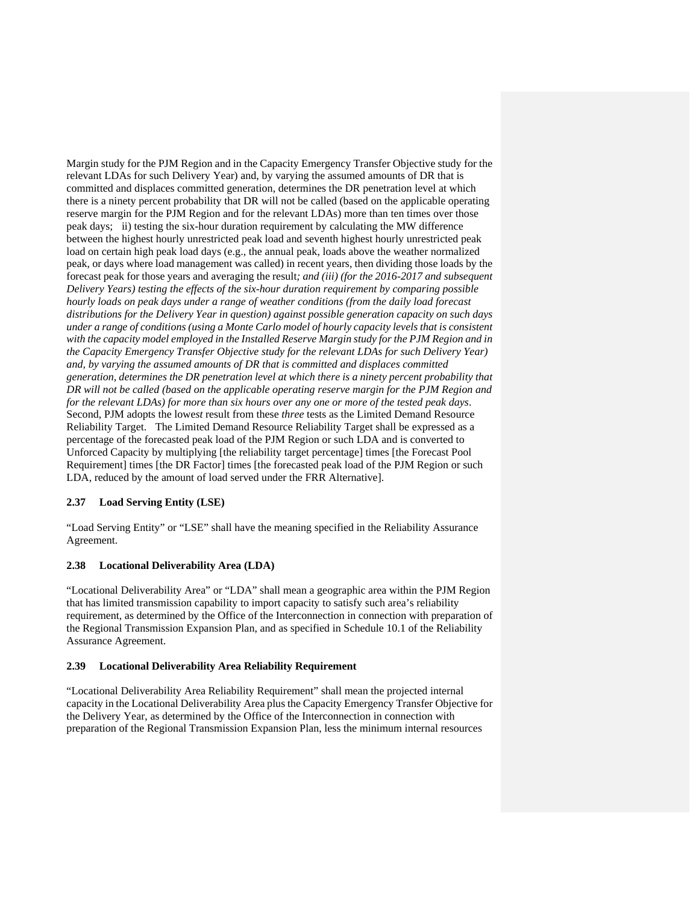Margin study for the PJM Region and in the Capacity Emergency Transfer Objective study for the relevant LDAs for such Delivery Year) and, by varying the assumed amounts of DR that is committed and displaces committed generation, determines the DR penetration level at which there is a ninety percent probability that DR will not be called (based on the applicable operating reserve margin for the PJM Region and for the relevant LDAs) more than ten times over those peak days; ii) testing the six-hour duration requirement by calculating the MW difference between the highest hourly unrestricted peak load and seventh highest hourly unrestricted peak load on certain high peak load days (e.g., the annual peak, loads above the weather normalized peak, or days where load management was called) in recent years, then dividing those loads by the forecast peak for those years and averaging the result*; and (iii) (for the 2016-2017 and subsequent Delivery Years) testing the effects of the six-hour duration requirement by comparing possible hourly loads on peak days under a range of weather conditions (from the daily load forecast distributions for the Delivery Year in question) against possible generation capacity on such days under a range of conditions (using a Monte Carlo model of hourly capacity levels that is consistent with the capacity model employed in the Installed Reserve Margin study for the PJM Region and in the Capacity Emergency Transfer Objective study for the relevant LDAs for such Delivery Year) and, by varying the assumed amounts of DR that is committed and displaces committed generation, determines the DR penetration level at which there is a ninety percent probability that DR will not be called (based on the applicable operating reserve margin for the PJM Region and for the relevant LDAs) for more than six hours over any one or more of the tested peak days*. Second, PJM adopts the lowe*st* result from these *three* tests as the Limited Demand Resource Reliability Target. The Limited Demand Resource Reliability Target shall be expressed as a percentage of the forecasted peak load of the PJM Region or such LDA and is converted to Unforced Capacity by multiplying [the reliability target percentage] times [the Forecast Pool Requirement] times [the DR Factor] times [the forecasted peak load of the PJM Region or such LDA, reduced by the amount of load served under the FRR Alternative].

**2.37 Load Serving Entity (LSE)**

"Load Serving Entity" or "LSE" shall have the meaning specified in the Reliability Assurance Agreement.

**2.38 Locational Deliverability Area (LDA)**

"Locational Deliverability Area" or "LDA" shall mean a geographic area within the PJM Region that has limited transmission capability to import capacity to satisfy such area's reliability requirement, as determined by the Office of the Interconnection in connection with preparation of the Regional Transmission Expansion Plan, and as specified in Schedule 10.1 of the Reliability Assurance Agreement.

**2.39 Locational Deliverability Area Reliability Requirement**

"Locational Deliverability Area Reliability Requirement" shall mean the projected internal capacity in the Locational Deliverability Area plus the Capacity Emergency Transfer Objective for the Delivery Year, as determined by the Office of the Interconnection in connection with preparation of the Regional Transmission Expansion Plan, less the minimum internal resources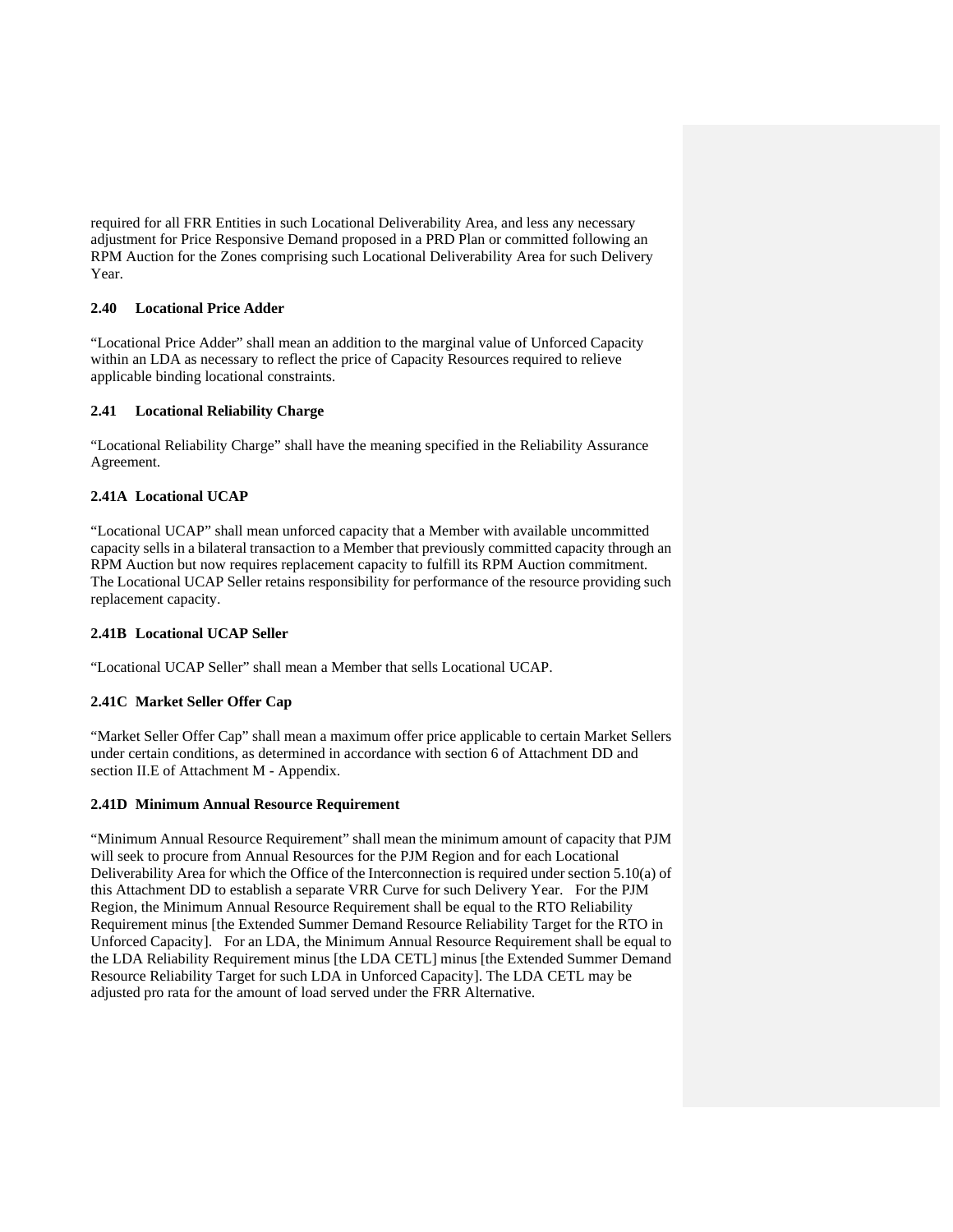required for all FRR Entities in such Locational Deliverability Area, and less any necessary adjustment for Price Responsive Demand proposed in a PRD Plan or committed following an RPM Auction for the Zones comprising such Locational Deliverability Area for such Delivery Year.

### 2.40 Locational Price Adder

"Locational Price Adder" shall mean an addition to the marginal value of Unforced Capacity within an LDA as necessary to reflect the price of Capacity Resources required to relieve applicable binding locational constraints.

### 2.41 Locational Reliability Charge

"Locational Reliability Charge" shall have the meaning specified in the Reliability Assurance Agreement.

### 2.41A Locational UCAP

"Locational UCAP" shall mean unforced capacity that a Member with available uncommitted capacity sells in a bilateral transaction to a Member that previously committed capacity through an RPM Auction but now requires replacement capacity to fulfill its RPM Auction commitment. The Locational UCAP Seller retains responsibility for performance of the resource providing such replacement capacity.

### 2.41B Locational UCAP Seller

"Locational UCAP Seller" shall mean a Member that sells Locational UCAP.

### 2.41C Market Seller Offer Cap

"Market Seller Offer Cap" shall mean a maximum offer price applicable to certain Market Sellers under certain conditions, as determined in accordance with section 6 of Attachment DD and section II.E of Attachment M - Appendix.

### 2.41D Minimum Annual Resource Requirement

"Minimum Annual Resource Requirement" shall mean the minimum amount of capacity that PJM will seek to procure from Annual Resources for the PJM Region and for each Locational Deliverability Area for which the Office of the Interconnection is required under section 5.10(a) of this Attachment DD to establish a separate VRR Curve for such Delivery Year. For the PJM Region, the Minimum Annual Resource Requirement shall be equal to the RTO Reliability Requirement minus [the Extended Summer Demand Resource Reliability Target for the RTO in Unforced Capacity]. For an LDA, the Minimum Annual Resource Requirement shall be equal to the LDA Reliability Requirement minus [the LDA CETL] minus [the Extended Summer Demand Resource Reliability Target for such LDA in Unforced Capacity]. The LDA CETL may be adjusted pro rata for the amount of load served under the FRR Alternative.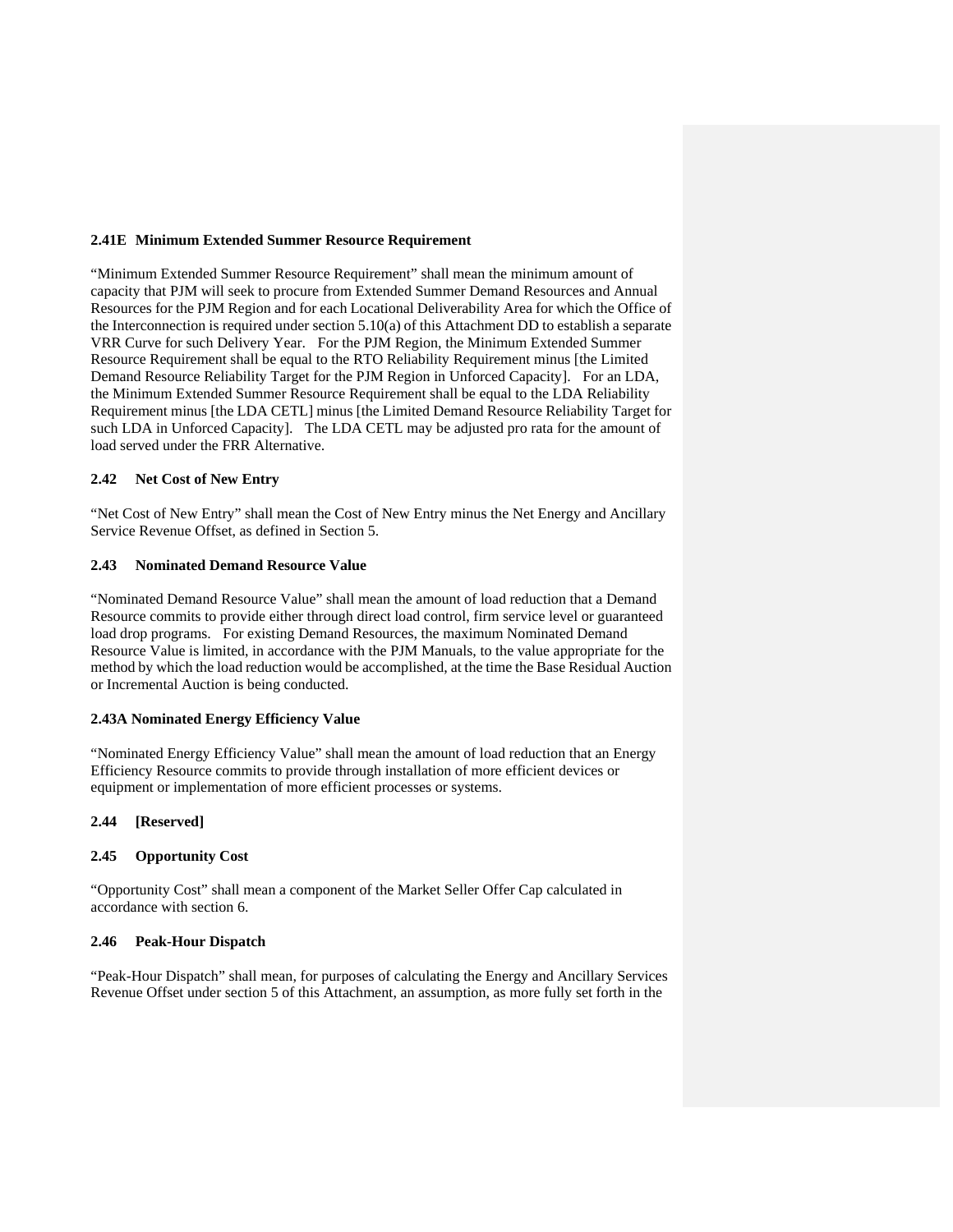### 2.41E Minimum Extended Summer Resource Requirement

"Minimum Extended Summer Resource Requirement" shall mean the minimum amount of capacity that PJM will seek to procure from Extended Summer Demand Resources and Annual Resources for the PJM Region and for each Locational Deliverability Area for which the Office of the Interconnection is required under section 5.10(a) of this Attachment DD to establish a separate VRR Curve for such Delivery Year. For the PJM Region, the Minimum Extended Summer Resource Requirement shall be equal to the RTO Reliability Requirement minus [the Limited Demand Resource Reliability Target for the PJM Region in Unforced Capacity]. For an LDA, the Minimum Extended Summer Resource Requirement shall be equal to the LDA Reliability Requirement minus [the LDA CETL] minus [the Limited Demand Resource Reliability Target for such LDA in Unforced Capacity]. The LDA CETL may be adjusted pro rata for the amount of load served under the FRR Alternative.

### 2.42 Net Cost of New Entry

"Net Cost of New Entry" shall mean the Cost of New Entry minus the Net Energy and Ancillary Service Revenue Offset, as defined in Section 5.

### 2.43 Nominated Demand Resource Value

"Nominated Demand Resource Value" shall mean the amount of load reduction that a Demand Resource commits to provide either through direct load control, firm service level or guaranteed load drop programs. For existing Demand Resources, the maximum Nominated Demand Resource Value is limited, in accordance with the PJM Manuals, to the value appropriate for the method by which the load reduction would be accomplished, at the time the Base Residual Auction or Incremental Auction is being conducted.

### 2.43A Nominated Energy Efficiency Value

"Nominated Energy Efficiency Value" shall mean the amount of load reduction that an Energy Efficiency Resource commits to provide through installation of more efficient devices or equipment or implementation of more efficient processes or systems.

### 2.44 [Reserved]

### 2.45 Opportunity Cost

"Opportunity Cost" shall mean a component of the Market Seller Offer Cap calculated in accordance with section 6.

### 2.46 Peak-Hour Dispatch

"Peak-Hour Dispatch" shall mean, for purposes of calculating the Energy and Ancillary Services Revenue Offset under section 5 of this Attachment, an assumption, as more fully set forth in the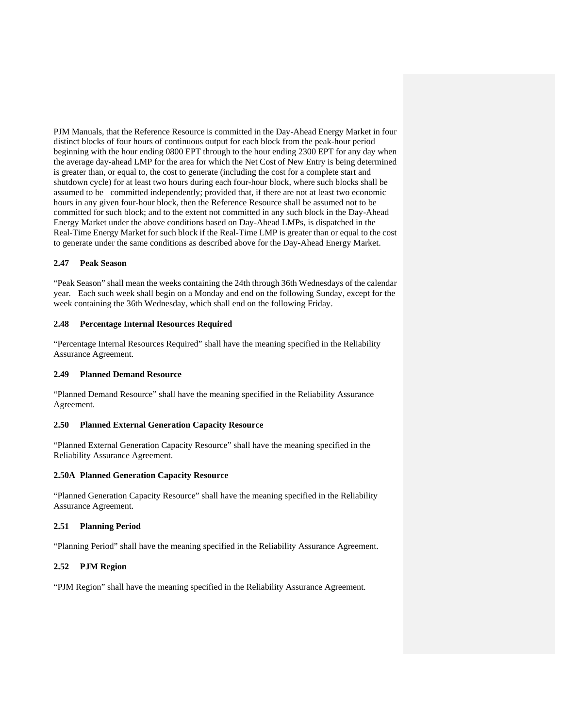PJM Manuals, that the Reference Resource is committed in the Day-Ahead Energy Market in four distinct blocks of four hours of continuous output for each block from the peak-hour period beginning with the hour ending 0800 EPT through to the hour ending 2300 EPT for any day when the average day-ahead LMP for the area for which the Net Cost of New Entry is being determined is greater than, or equal to, the cost to generate (including the cost for a complete start and shutdown cycle) for at least two hours during each four-hour block, where such blocks shall be assumed to be committed independently; provided that, if there are not at least two economic hours in any given four-hour block, then the Reference Resource shall be assumed not to be committed for such block; and to the extent not committed in any such block in the Day-Ahead Energy Market under the above conditions based on Day-Ahead LMPs, is dispatched in the Real-Time Energy Market for such block if the Real-Time LMP is greater than or equal to the cost to generate under the same conditions as described above for the Day-Ahead Energy Market.

### 2.47 Peak Season

"Peak Season" shall mean the weeks containing the 24th through 36th Wednesdays of the calendar year. Each such week shall begin on a Monday and end on the following Sunday, except for the week containing the 36th Wednesday, which shall end on the following Friday.

### 2.48 Percentage Internal Resources Required

"Percentage Internal Resources Required" shall have the meaning specified in the Reliability Assurance Agreement.

### 2.49 Planned Demand Resource

"Planned Demand Resource" shall have the meaning specified in the Reliability Assurance Agreement.

### 2.50 Planned External Generation Capacity Resource

"Planned External Generation Capacity Resource" shall have the meaning specified in the Reliability Assurance Agreement.

### 2.50A Planned Generation Capacity Resource

"Planned Generation Capacity Resource" shall have the meaning specified in the Reliability Assurance Agreement.

### 2.51 Planning Period

"Planning Period" shall have the meaning specified in the Reliability Assurance Agreement.

### 2.52 PJM Region

"PJM Region" shall have the meaning specified in the Reliability Assurance Agreement.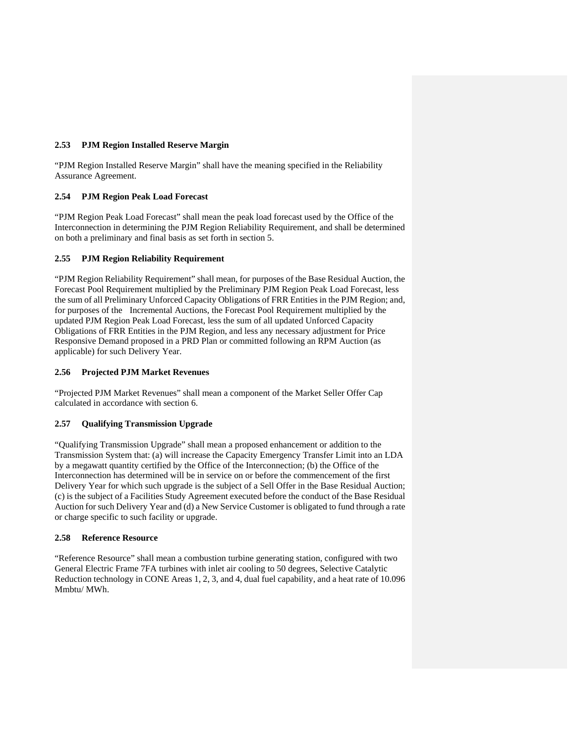### 2.53 PJM Region Installed Reserve Margin

"PJM Region Installed Reserve Margin" shall have the meaning specified in the Reliability Assurance Agreement.

### 2.54 PJM Region Peak Load Forecast

"PJM Region Peak Load Forecast" shall mean the peak load forecast used by the Office of the Interconnection in determining the PJM Region Reliability Requirement, and shall be determined on both a preliminary and final basis as set forth in section 5.

### 2.55 PJM Region Reliability Requirement

"PJM Region Reliability Requirement" shall mean, for purposes of the Base Residual Auction, the Forecast Pool Requirement multiplied by the Preliminary PJM Region Peak Load Forecast, less the sum of all Preliminary Unforced Capacity Obligations of FRR Entities in the PJM Region; and, for purposes of the Incremental Auctions, the Forecast Pool Requirement multiplied by the updated PJM Region Peak Load Forecast, less the sum of all updated Unforced Capacity Obligations of FRR Entities in the PJM Region, and less any necessary adjustment for Price Responsive Demand proposed in a PRD Plan or committed following an RPM Auction (as applicable) for such Delivery Year.

### 2.56 Projected PJM Market Revenues

"Projected PJM Market Revenues" shall mean a component of the Market Seller Offer Cap calculated in accordance with section 6.

### 2.57 Qualifying Transmission Upgrade

"Qualifying Transmission Upgrade" shall mean a proposed enhancement or addition to the Transmission System that: (a) will increase the Capacity Emergency Transfer Limit into an LDA by a megawatt quantity certified by the Office of the Interconnection; (b) the Office of the Interconnection has determined will be in service on or before the commencement of the first Delivery Year for which such upgrade is the subject of a Sell Offer in the Base Residual Auction; (c) is the subject of a Facilities Study Agreement executed before the conduct of the Base Residual Auction for such Delivery Year and (d) a New Service Customer is obligated to fund through a rate or charge specific to such facility or upgrade.

### 2.58 Reference Resource

"Reference Resource" shall mean a combustion turbine generating station, configured with two General Electric Frame 7FA turbines with inlet air cooling to 50 degrees, Selective Catalytic Reduction technology in CONE Areas 1, 2, 3, and 4, dual fuel capability, and a heat rate of 10.096 Mmbtu/ MWh.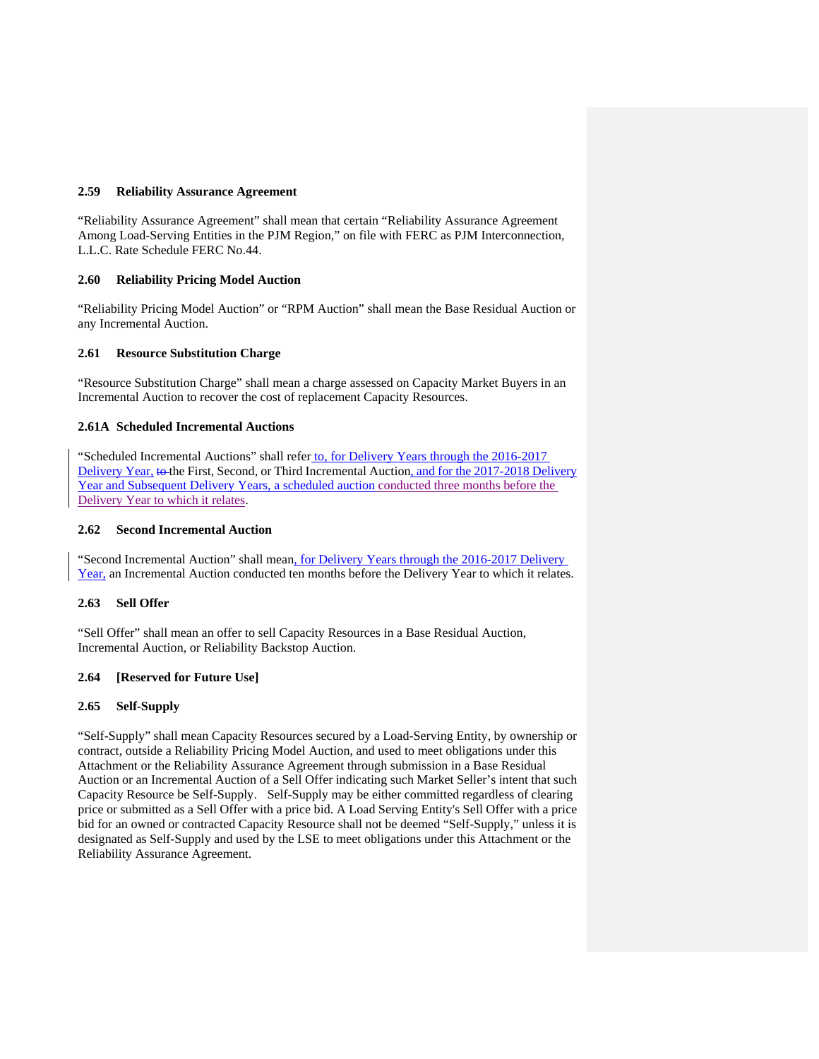### 2.59 Reliability Assurance Agreement

"Reliability Assurance Agreement" shall mean that certain "Reliability Assurance Agreement Among Load-Serving Entities in the PJM Region," on file with FERC as PJM Interconnection, L.L.C. Rate Schedule FERC No.44.

### 2.60 Reliability Pricing Model Auction

"Reliability Pricing Model Auction" or "RPM Auction" shall mean the Base Residual Auction or any Incremental Auction.

### 2.61 Resource Substitution Charge

"Resource Substitution Charge" shall mean a charge assessed on Capacity Market Buyers in an Incremental Auction to recover the cost of replacement Capacity Resources.

### 2.61A Scheduled Incremental Auctions

"Scheduled Incremental Auctions" shall refer to, for Delivery Years through the 2016-2017 Delivery Year, ~~to~~ the First, Second, or Third Incremental Auction, and for the 2017-2018 Delivery Year and Subsequent Delivery Years, a scheduled auction conducted three months before the Delivery Year to which it relates.

### 2.62 Second Incremental Auction

"Second Incremental Auction" shall mean, for Delivery Years through the 2016-2017 Delivery Year, an Incremental Auction conducted ten months before the Delivery Year to which it relates.

### 2.63 Sell Offer

"Sell Offer" shall mean an offer to sell Capacity Resources in a Base Residual Auction, Incremental Auction, or Reliability Backstop Auction.

### 2.64 [Reserved for Future Use]

### 2.65 Self-Supply

"Self-Supply" shall mean Capacity Resources secured by a Load-Serving Entity, by ownership or contract, outside a Reliability Pricing Model Auction, and used to meet obligations under this Attachment or the Reliability Assurance Agreement through submission in a Base Residual Auction or an Incremental Auction of a Sell Offer indicating such Market Seller's intent that such Capacity Resource be Self-Supply. Self-Supply may be either committed regardless of clearing price or submitted as a Sell Offer with a price bid. A Load Serving Entity's Sell Offer with a price bid for an owned or contracted Capacity Resource shall not be deemed "Self-Supply," unless it is designated as Self-Supply and used by the LSE to meet obligations under this Attachment or the Reliability Assurance Agreement.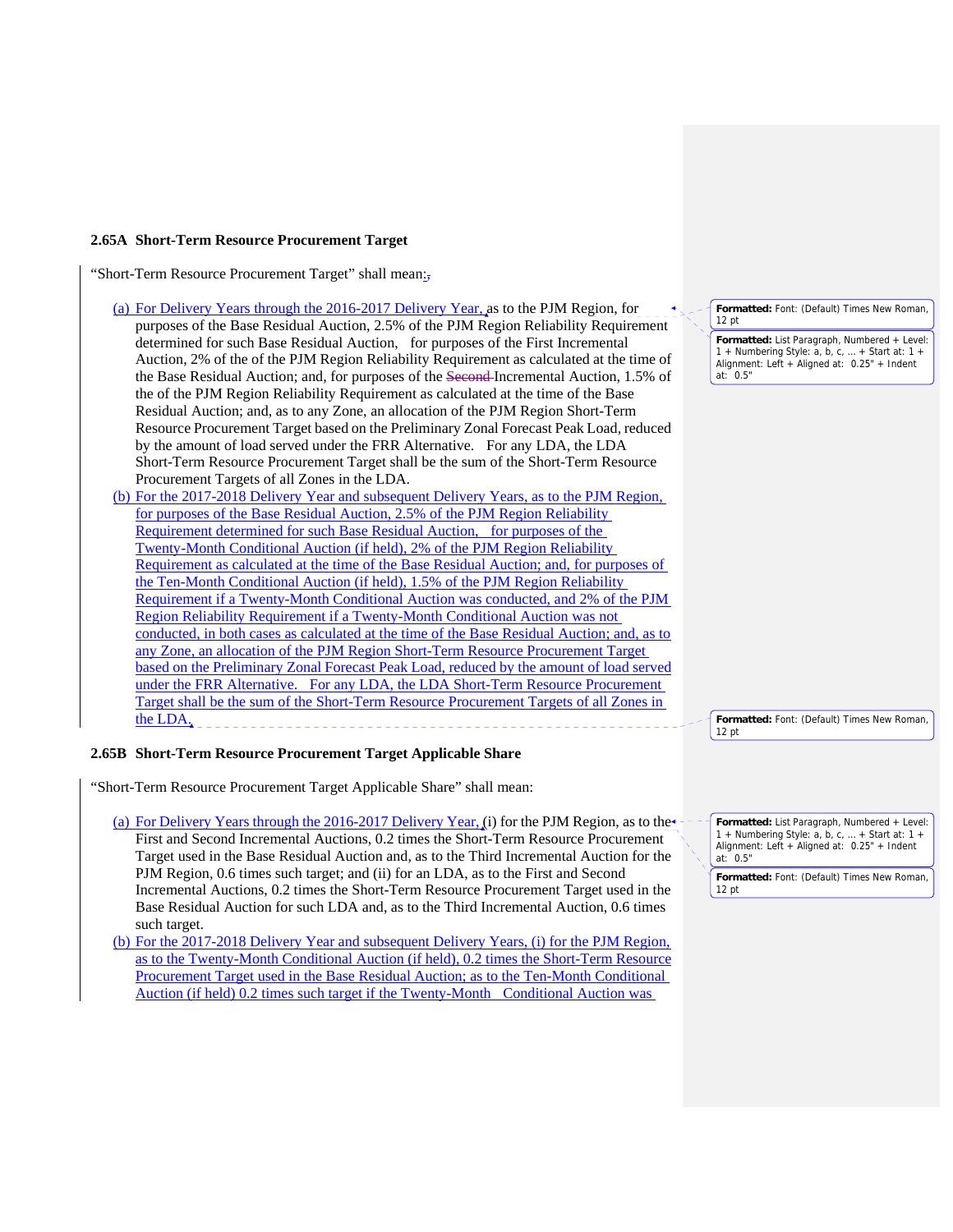**2.65A Short-Term Resource Procurement Target**

"Short-Term Resource Procurement Target" shall mean:

(a) For Delivery Years through the 2016-2017 Delivery Year, as to the PJM Region, for purposes of the Base Residual Auction, 2.5% of the PJM Region Reliability Requirement determined for such Base Residual Auction, for purposes of the First Incremental Auction, 2% of the of the PJM Region Reliability Requirement as calculated at the time of the Base Residual Auction; and, for purposes of the Second Incremental Auction, 1.5% of the of the PJM Region Reliability Requirement as calculated at the time of the Base Residual Auction; and, as to any Zone, an allocation of the PJM Region Short-Term Resource Procurement Target based on the Preliminary Zonal Forecast Peak Load, reduced by the amount of load served under the FRR Alternative. For any LDA, the LDA Short-Term Resource Procurement Target shall be the sum of the Short-Term Resource Procurement Targets of all Zones in the LDA.

(b) For the 2017-2018 Delivery Year and subsequent Delivery Years, as to the PJM Region, for purposes of the Base Residual Auction, 2.5% of the PJM Region Reliability Requirement determined for such Base Residual Auction, for purposes of the Twenty-Month Conditional Auction (if held), 2% of the PJM Region Reliability Requirement as calculated at the time of the Base Residual Auction; and, for purposes of the Ten-Month Conditional Auction (if held), 1.5% of the PJM Region Reliability Requirement if a Twenty-Month Conditional Auction was conducted, and 2% of the PJM Region Reliability Requirement if a Twenty-Month Conditional Auction was not conducted, in both cases as calculated at the time of the Base Residual Auction; and, as to any Zone, an allocation of the PJM Region Short-Term Resource Procurement Target based on the Preliminary Zonal Forecast Peak Load, reduced by the amount of load served under the FRR Alternative. For any LDA, the LDA Short-Term Resource Procurement Target shall be the sum of the Short-Term Resource Procurement Targets of all Zones in the LDA.

**2.65B Short-Term Resource Procurement Target Applicable Share**

"Short-Term Resource Procurement Target Applicable Share" shall mean:

(a) For Delivery Years through the 2016-2017 Delivery Year, (i) for the PJM Region, as to the First and Second Incremental Auctions, 0.2 times the Short-Term Resource Procurement Target used in the Base Residual Auction and, as to the Third Incremental Auction for the PJM Region, 0.6 times such target; and (ii) for an LDA, as to the First and Second Incremental Auctions, 0.2 times the Short-Term Resource Procurement Target used in the Base Residual Auction for such LDA and, as to the Third Incremental Auction, 0.6 times such target.

(b) For the 2017-2018 Delivery Year and subsequent Delivery Years, (i) for the PJM Region, as to the Twenty-Month Conditional Auction (if held), 0.2 times the Short-Term Resource Procurement Target used in the Base Residual Auction; as to the Ten-Month Conditional Auction (if held) 0.2 times such target if the Twenty-Month Conditional Auction was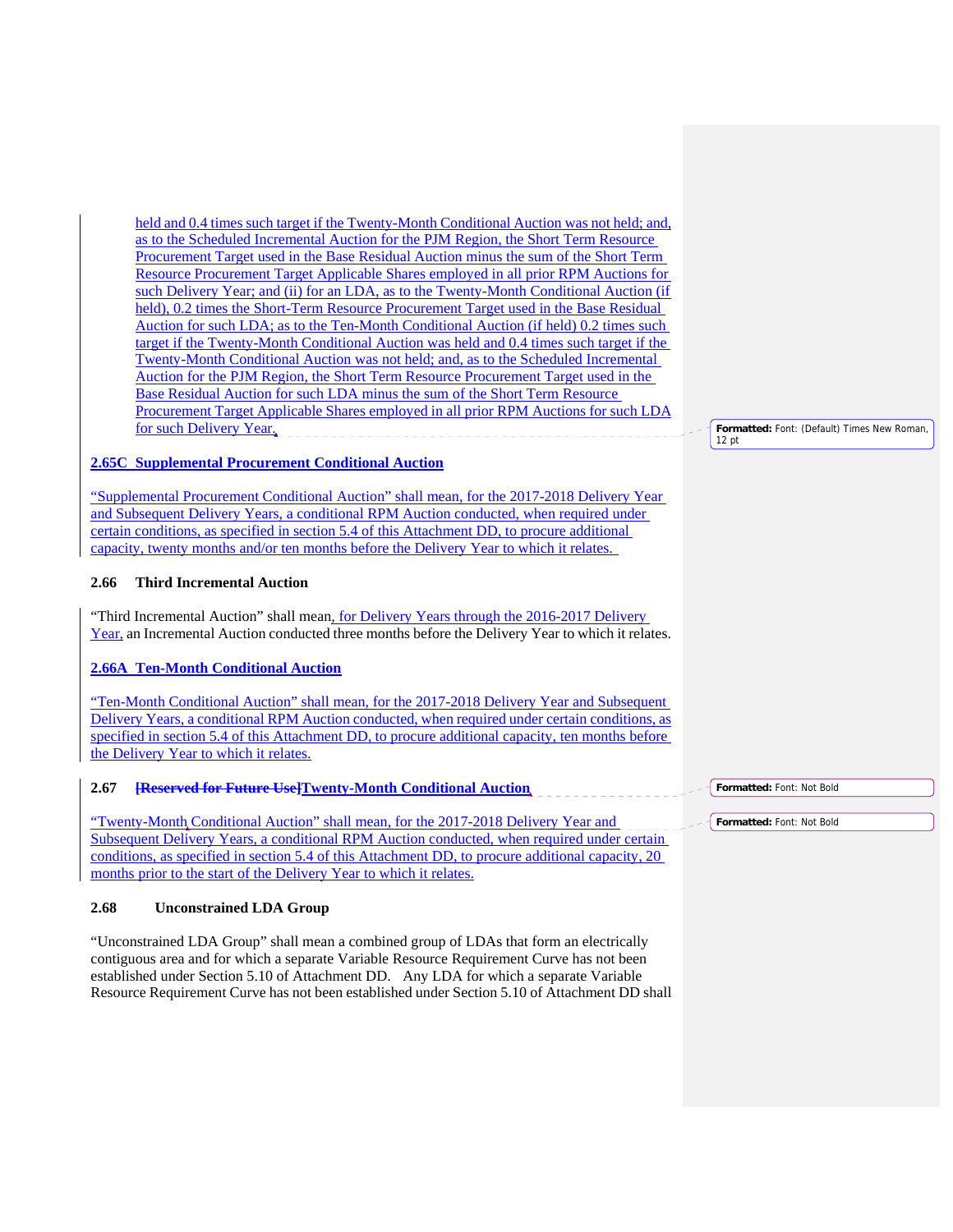held and 0.4 times such target if the Twenty-Month Conditional Auction was not held; and, as to the Scheduled Incremental Auction for the PJM Region, the Short Term Resource Procurement Target used in the Base Residual Auction minus the sum of the Short Term Resource Procurement Target Applicable Shares employed in all prior RPM Auctions for such Delivery Year; and (ii) for an LDA, as to the Twenty-Month Conditional Auction (if held), 0.2 times the Short-Term Resource Procurement Target used in the Base Residual Auction for such LDA; as to the Ten-Month Conditional Auction (if held) 0.2 times such target if the Twenty-Month Conditional Auction was held and 0.4 times such target if the Twenty-Month Conditional Auction was not held; and, as to the Scheduled Incremental Auction for the PJM Region, the Short Term Resource Procurement Target used in the Base Residual Auction for such LDA minus the sum of the Short Term Resource Procurement Target Applicable Shares employed in all prior RPM Auctions for such LDA for such Delivery Year.

**2.65C Supplemental Procurement Conditional Auction**

"Supplemental Procurement Conditional Auction" shall mean, for the 2017-2018 Delivery Year and Subsequent Delivery Years, a conditional RPM Auction conducted, when required under certain conditions, as specified in section 5.4 of this Attachment DD, to procure additional capacity, twenty months and/or ten months before the Delivery Year to which it relates.

**2.66 Third Incremental Auction**

"Third Incremental Auction" shall mean, for Delivery Years through the 2016-2017 Delivery Year, an Incremental Auction conducted three months before the Delivery Year to which it relates.

**2.66A Ten-Month Conditional Auction**

"Ten-Month Conditional Auction" shall mean, for the 2017-2018 Delivery Year and Subsequent Delivery Years, a conditional RPM Auction conducted, when required under certain conditions, as specified in section 5.4 of this Attachment DD, to procure additional capacity, ten months before the Delivery Year to which it relates.

**2.67 ~~[Reserved for Future Use]~~Twenty-Month Conditional Auction**

"Twenty-Month Conditional Auction" shall mean, for the 2017-2018 Delivery Year and Subsequent Delivery Years, a conditional RPM Auction conducted, when required under certain conditions, as specified in section 5.4 of this Attachment DD, to procure additional capacity, 20 months prior to the start of the Delivery Year to which it relates.

**2.68 Unconstrained LDA Group**

"Unconstrained LDA Group" shall mean a combined group of LDAs that form an electrically contiguous area and for which a separate Variable Resource Requirement Curve has not been established under Section 5.10 of Attachment DD. Any LDA for which a separate Variable Resource Requirement Curve has not been established under Section 5.10 of Attachment DD shall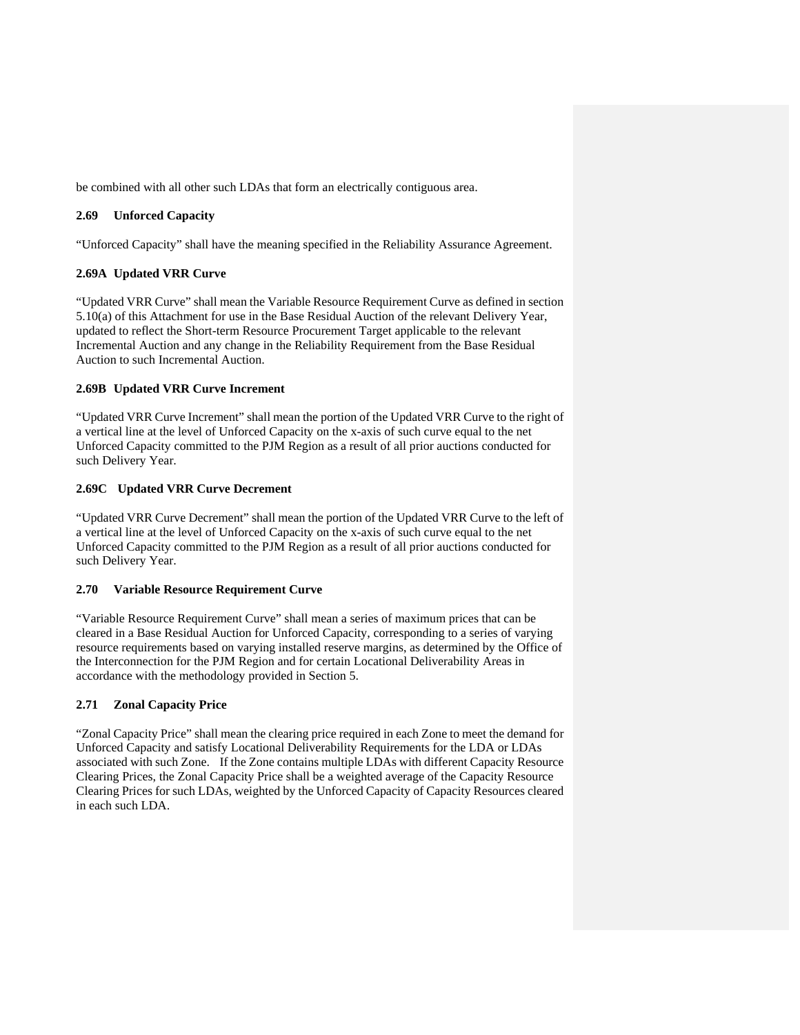be combined with all other such LDAs that form an electrically contiguous area.

### 2.69 Unforced Capacity

"Unforced Capacity" shall have the meaning specified in the Reliability Assurance Agreement.

### 2.69A Updated VRR Curve

"Updated VRR Curve" shall mean the Variable Resource Requirement Curve as defined in section 5.10(a) of this Attachment for use in the Base Residual Auction of the relevant Delivery Year, updated to reflect the Short-term Resource Procurement Target applicable to the relevant Incremental Auction and any change in the Reliability Requirement from the Base Residual Auction to such Incremental Auction.

### 2.69B Updated VRR Curve Increment

"Updated VRR Curve Increment" shall mean the portion of the Updated VRR Curve to the right of a vertical line at the level of Unforced Capacity on the x-axis of such curve equal to the net Unforced Capacity committed to the PJM Region as a result of all prior auctions conducted for such Delivery Year.

### 2.69C Updated VRR Curve Decrement

"Updated VRR Curve Decrement" shall mean the portion of the Updated VRR Curve to the left of a vertical line at the level of Unforced Capacity on the x-axis of such curve equal to the net Unforced Capacity committed to the PJM Region as a result of all prior auctions conducted for such Delivery Year.

### 2.70 Variable Resource Requirement Curve

"Variable Resource Requirement Curve" shall mean a series of maximum prices that can be cleared in a Base Residual Auction for Unforced Capacity, corresponding to a series of varying resource requirements based on varying installed reserve margins, as determined by the Office of the Interconnection for the PJM Region and for certain Locational Deliverability Areas in accordance with the methodology provided in Section 5.

### 2.71 Zonal Capacity Price

"Zonal Capacity Price" shall mean the clearing price required in each Zone to meet the demand for Unforced Capacity and satisfy Locational Deliverability Requirements for the LDA or LDAs associated with such Zone. If the Zone contains multiple LDAs with different Capacity Resource Clearing Prices, the Zonal Capacity Price shall be a weighted average of the Capacity Resource Clearing Prices for such LDAs, weighted by the Unforced Capacity of Capacity Resources cleared in each such LDA.